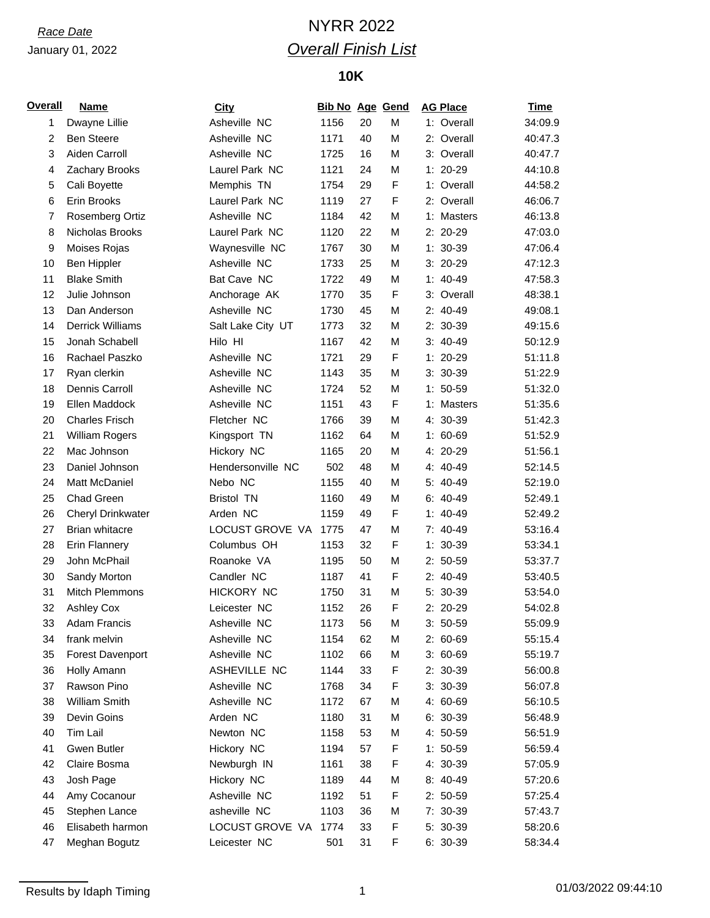*Race Date*

January 01, 2022

# NYRR 2022

## *Overall Finish List*

### 10K

| Overall | Name | City | Bib No | Age | Gend | AG Place | Time |
|---|---|---|---|---|---|---|---|
| 1 | Dwayne Lillie | Asheville NC | 1156 | 20 | M | 1: Overall | 34:09.9 |
| 2 | Ben Steere | Asheville NC | 1171 | 40 | M | 2: Overall | 40:47.3 |
| 3 | Aiden Carroll | Asheville NC | 1725 | 16 | M | 3: Overall | 40:47.7 |
| 4 | Zachary Brooks | Laurel Park NC | 1121 | 24 | M | 1: 20-29 | 44:10.8 |
| 5 | Cali Boyette | Memphis TN | 1754 | 29 | F | 1: Overall | 44:58.2 |
| 6 | Erin Brooks | Laurel Park NC | 1119 | 27 | F | 2: Overall | 46:06.7 |
| 7 | Rosemberg Ortiz | Asheville NC | 1184 | 42 | M | 1: Masters | 46:13.8 |
| 8 | Nicholas Brooks | Laurel Park NC | 1120 | 22 | M | 2: 20-29 | 47:03.0 |
| 9 | Moises Rojas | Waynesville NC | 1767 | 30 | M | 1: 30-39 | 47:06.4 |
| 10 | Ben Hippler | Asheville NC | 1733 | 25 | M | 3: 20-29 | 47:12.3 |
| 11 | Blake Smith | Bat Cave NC | 1722 | 49 | M | 1: 40-49 | 47:58.3 |
| 12 | Julie Johnson | Anchorage AK | 1770 | 35 | F | 3: Overall | 48:38.1 |
| 13 | Dan Anderson | Asheville NC | 1730 | 45 | M | 2: 40-49 | 49:08.1 |
| 14 | Derrick Williams | Salt Lake City UT | 1773 | 32 | M | 2: 30-39 | 49:15.6 |
| 15 | Jonah Schabell | Hilo HI | 1167 | 42 | M | 3: 40-49 | 50:12.9 |
| 16 | Rachael Paszko | Asheville NC | 1721 | 29 | F | 1: 20-29 | 51:11.8 |
| 17 | Ryan clerkin | Asheville NC | 1143 | 35 | M | 3: 30-39 | 51:22.9 |
| 18 | Dennis Carroll | Asheville NC | 1724 | 52 | M | 1: 50-59 | 51:32.0 |
| 19 | Ellen Maddock | Asheville NC | 1151 | 43 | F | 1: Masters | 51:35.6 |
| 20 | Charles Frisch | Fletcher NC | 1766 | 39 | M | 4: 30-39 | 51:42.3 |
| 21 | William Rogers | Kingsport TN | 1162 | 64 | M | 1: 60-69 | 51:52.9 |
| 22 | Mac Johnson | Hickory NC | 1165 | 20 | M | 4: 20-29 | 51:56.1 |
| 23 | Daniel Johnson | Hendersonville NC | 502 | 48 | M | 4: 40-49 | 52:14.5 |
| 24 | Matt McDaniel | Nebo NC | 1155 | 40 | M | 5: 40-49 | 52:19.0 |
| 25 | Chad Green | Bristol TN | 1160 | 49 | M | 6: 40-49 | 52:49.1 |
| 26 | Cheryl Drinkwater | Arden NC | 1159 | 49 | F | 1: 40-49 | 52:49.2 |
| 27 | Brian whitacre | LOCUST GROVE VA | 1775 | 47 | M | 7: 40-49 | 53:16.4 |
| 28 | Erin Flannery | Columbus OH | 1153 | 32 | F | 1: 30-39 | 53:34.1 |
| 29 | John McPhail | Roanoke VA | 1195 | 50 | M | 2: 50-59 | 53:37.7 |
| 30 | Sandy Morton | Candler NC | 1187 | 41 | F | 2: 40-49 | 53:40.5 |
| 31 | Mitch Plemmons | HICKORY NC | 1750 | 31 | M | 5: 30-39 | 53:54.0 |
| 32 | Ashley Cox | Leicester NC | 1152 | 26 | F | 2: 20-29 | 54:02.8 |
| 33 | Adam Francis | Asheville NC | 1173 | 56 | M | 3: 50-59 | 55:09.9 |
| 34 | frank melvin | Asheville NC | 1154 | 62 | M | 2: 60-69 | 55:15.4 |
| 35 | Forest Davenport | Asheville NC | 1102 | 66 | M | 3: 60-69 | 55:19.7 |
| 36 | Holly Amann | ASHEVILLE NC | 1144 | 33 | F | 2: 30-39 | 56:00.8 |
| 37 | Rawson Pino | Asheville NC | 1768 | 34 | F | 3: 30-39 | 56:07.8 |
| 38 | William Smith | Asheville NC | 1172 | 67 | M | 4: 60-69 | 56:10.5 |
| 39 | Devin Goins | Arden NC | 1180 | 31 | M | 6: 30-39 | 56:48.9 |
| 40 | Tim Lail | Newton NC | 1158 | 53 | M | 4: 50-59 | 56:51.9 |
| 41 | Gwen Butler | Hickory NC | 1194 | 57 | F | 1: 50-59 | 56:59.4 |
| 42 | Claire Bosma | Newburgh IN | 1161 | 38 | F | 4: 30-39 | 57:05.9 |
| 43 | Josh Page | Hickory NC | 1189 | 44 | M | 8: 40-49 | 57:20.6 |
| 44 | Amy Cocanour | Asheville NC | 1192 | 51 | F | 2: 50-59 | 57:25.4 |
| 45 | Stephen Lance | asheville NC | 1103 | 36 | M | 7: 30-39 | 57:43.7 |
| 46 | Elisabeth harmon | LOCUST GROVE VA | 1774 | 33 | F | 5: 30-39 | 58:20.6 |
| 47 | Meghan Bogutz | Leicester NC | 501 | 31 | F | 6: 30-39 | 58:34.4 |

Results by Idaph Timing

01/03/2022 09:44:10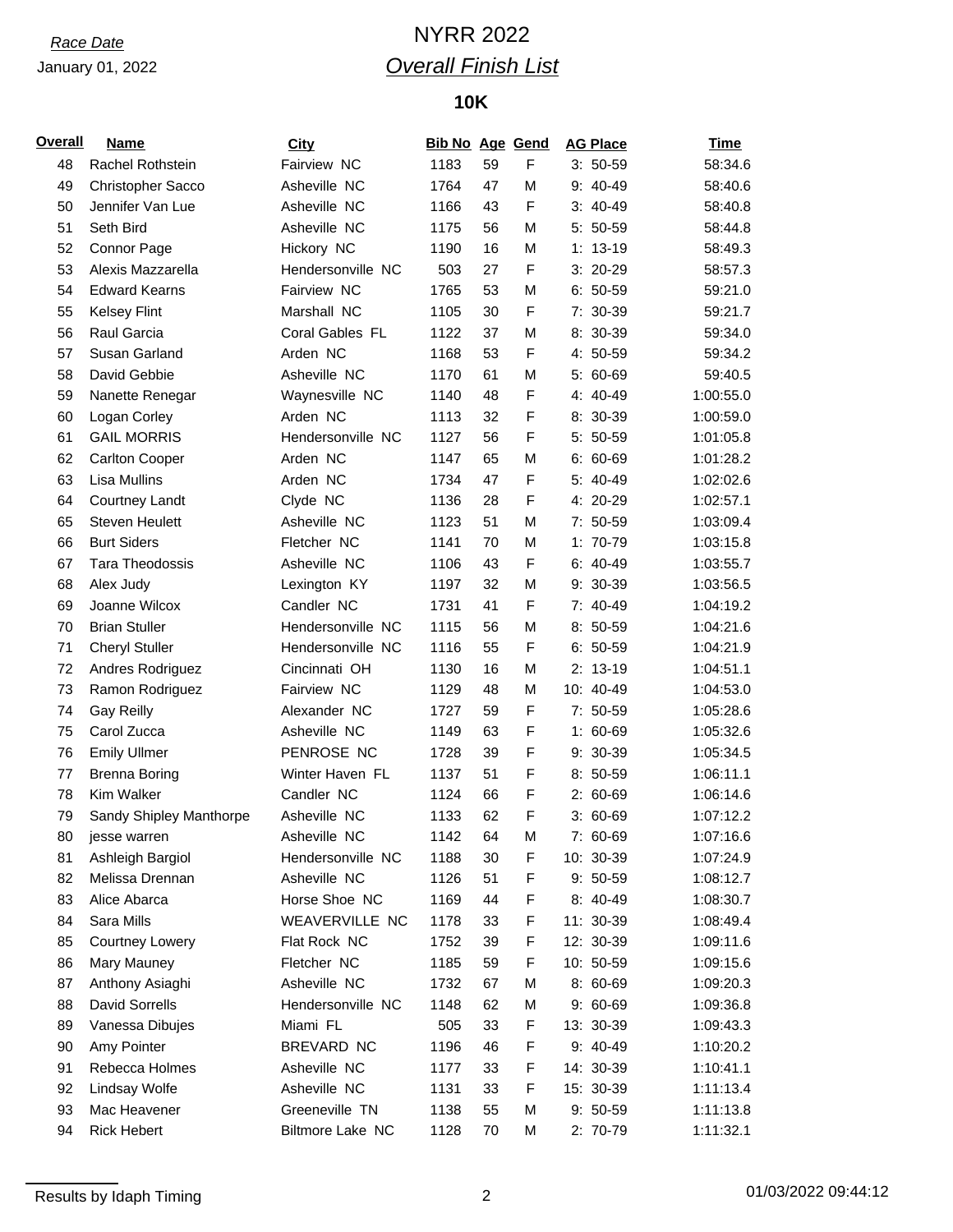*Race Date*

January 01, 2022

# NYRR 2022

## *Overall Finish List*

### 10K

| Overall | Name | City | Bib No | Age | Gend | AG Place | Time |
|---|---|---|---|---|---|---|---|
| 48 | Rachel Rothstein | Fairview NC | 1183 | 59 | F | 3: 50-59 | 58:34.6 |
| 49 | Christopher Sacco | Asheville NC | 1764 | 47 | M | 9: 40-49 | 58:40.6 |
| 50 | Jennifer Van Lue | Asheville NC | 1166 | 43 | F | 3: 40-49 | 58:40.8 |
| 51 | Seth Bird | Asheville NC | 1175 | 56 | M | 5: 50-59 | 58:44.8 |
| 52 | Connor Page | Hickory NC | 1190 | 16 | M | 1: 13-19 | 58:49.3 |
| 53 | Alexis Mazzarella | Hendersonville NC | 503 | 27 | F | 3: 20-29 | 58:57.3 |
| 54 | Edward Kearns | Fairview NC | 1765 | 53 | M | 6: 50-59 | 59:21.0 |
| 55 | Kelsey Flint | Marshall NC | 1105 | 30 | F | 7: 30-39 | 59:21.7 |
| 56 | Raul Garcia | Coral Gables FL | 1122 | 37 | M | 8: 30-39 | 59:34.0 |
| 57 | Susan Garland | Arden NC | 1168 | 53 | F | 4: 50-59 | 59:34.2 |
| 58 | David Gebbie | Asheville NC | 1170 | 61 | M | 5: 60-69 | 59:40.5 |
| 59 | Nanette Renegar | Waynesville NC | 1140 | 48 | F | 4: 40-49 | 1:00:55.0 |
| 60 | Logan Corley | Arden NC | 1113 | 32 | F | 8: 30-39 | 1:00:59.0 |
| 61 | GAIL MORRIS | Hendersonville NC | 1127 | 56 | F | 5: 50-59 | 1:01:05.8 |
| 62 | Carlton Cooper | Arden NC | 1147 | 65 | M | 6: 60-69 | 1:01:28.2 |
| 63 | Lisa Mullins | Arden NC | 1734 | 47 | F | 5: 40-49 | 1:02:02.6 |
| 64 | Courtney Landt | Clyde NC | 1136 | 28 | F | 4: 20-29 | 1:02:57.1 |
| 65 | Steven Heulett | Asheville NC | 1123 | 51 | M | 7: 50-59 | 1:03:09.4 |
| 66 | Burt Siders | Fletcher NC | 1141 | 70 | M | 1: 70-79 | 1:03:15.8 |
| 67 | Tara Theodossis | Asheville NC | 1106 | 43 | F | 6: 40-49 | 1:03:55.7 |
| 68 | Alex Judy | Lexington KY | 1197 | 32 | M | 9: 30-39 | 1:03:56.5 |
| 69 | Joanne Wilcox | Candler NC | 1731 | 41 | F | 7: 40-49 | 1:04:19.2 |
| 70 | Brian Stuller | Hendersonville NC | 1115 | 56 | M | 8: 50-59 | 1:04:21.6 |
| 71 | Cheryl Stuller | Hendersonville NC | 1116 | 55 | F | 6: 50-59 | 1:04:21.9 |
| 72 | Andres Rodriguez | Cincinnati OH | 1130 | 16 | M | 2: 13-19 | 1:04:51.1 |
| 73 | Ramon Rodriguez | Fairview NC | 1129 | 48 | M | 10: 40-49 | 1:04:53.0 |
| 74 | Gay Reilly | Alexander NC | 1727 | 59 | F | 7: 50-59 | 1:05:28.6 |
| 75 | Carol Zucca | Asheville NC | 1149 | 63 | F | 1: 60-69 | 1:05:32.6 |
| 76 | Emily Ullmer | PENROSE NC | 1728 | 39 | F | 9: 30-39 | 1:05:34.5 |
| 77 | Brenna Boring | Winter Haven FL | 1137 | 51 | F | 8: 50-59 | 1:06:11.1 |
| 78 | Kim Walker | Candler NC | 1124 | 66 | F | 2: 60-69 | 1:06:14.6 |
| 79 | Sandy Shipley Manthorpe | Asheville NC | 1133 | 62 | F | 3: 60-69 | 1:07:12.2 |
| 80 | jesse warren | Asheville NC | 1142 | 64 | M | 7: 60-69 | 1:07:16.6 |
| 81 | Ashleigh Bargiol | Hendersonville NC | 1188 | 30 | F | 10: 30-39 | 1:07:24.9 |
| 82 | Melissa Drennan | Asheville NC | 1126 | 51 | F | 9: 50-59 | 1:08:12.7 |
| 83 | Alice Abarca | Horse Shoe NC | 1169 | 44 | F | 8: 40-49 | 1:08:30.7 |
| 84 | Sara Mills | WEAVERVILLE NC | 1178 | 33 | F | 11: 30-39 | 1:08:49.4 |
| 85 | Courtney Lowery | Flat Rock NC | 1752 | 39 | F | 12: 30-39 | 1:09:11.6 |
| 86 | Mary Mauney | Fletcher NC | 1185 | 59 | F | 10: 50-59 | 1:09:15.6 |
| 87 | Anthony Asiaghi | Asheville NC | 1732 | 67 | M | 8: 60-69 | 1:09:20.3 |
| 88 | David Sorrells | Hendersonville NC | 1148 | 62 | M | 9: 60-69 | 1:09:36.8 |
| 89 | Vanessa Dibujes | Miami FL | 505 | 33 | F | 13: 30-39 | 1:09:43.3 |
| 90 | Amy Pointer | BREVARD NC | 1196 | 46 | F | 9: 40-49 | 1:10:20.2 |
| 91 | Rebecca Holmes | Asheville NC | 1177 | 33 | F | 14: 30-39 | 1:10:41.1 |
| 92 | Lindsay Wolfe | Asheville NC | 1131 | 33 | F | 15: 30-39 | 1:11:13.4 |
| 93 | Mac Heavener | Greeneville TN | 1138 | 55 | M | 9: 50-59 | 1:11:13.8 |
| 94 | Rick Hebert | Biltmore Lake NC | 1128 | 70 | M | 2: 70-79 | 1:11:32.1 |

Results by Idaph Timing

01/03/2022 09:44:12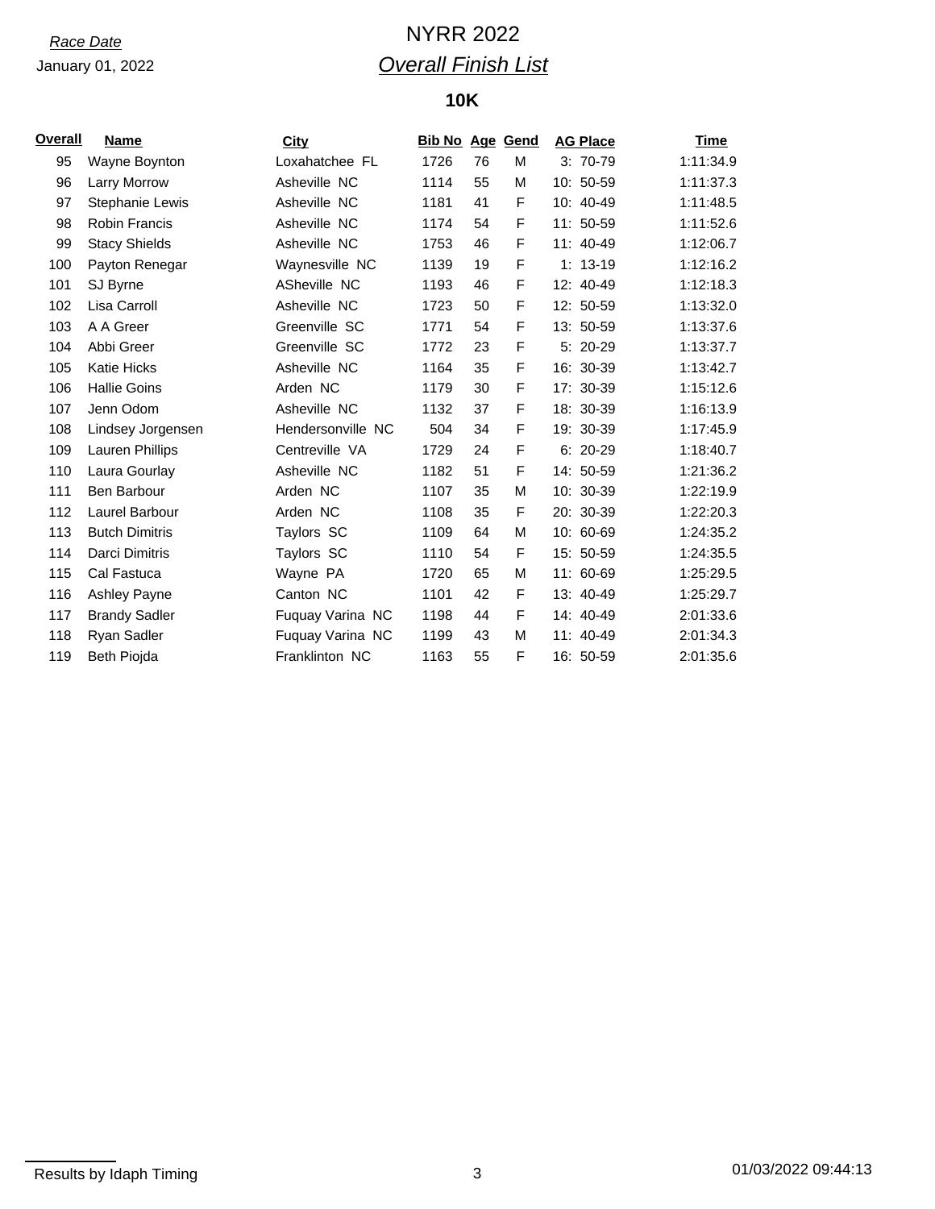*Race Date*
January 01, 2022

# NYRR 2022

## *Overall Finish List*

### 10K

| Overall | Name | City | Bib No | Age | Gend | AG Place | Time |
|---|---|---|---|---|---|---|---|
| 95 | Wayne Boynton | Loxahatchee FL | 1726 | 76 | M | 3: 70-79 | 1:11:34.9 |
| 96 | Larry Morrow | Asheville NC | 1114 | 55 | M | 10: 50-59 | 1:11:37.3 |
| 97 | Stephanie Lewis | Asheville NC | 1181 | 41 | F | 10: 40-49 | 1:11:48.5 |
| 98 | Robin Francis | Asheville NC | 1174 | 54 | F | 11: 50-59 | 1:11:52.6 |
| 99 | Stacy Shields | Asheville NC | 1753 | 46 | F | 11: 40-49 | 1:12:06.7 |
| 100 | Payton Renegar | Waynesville NC | 1139 | 19 | F | 1: 13-19 | 1:12:16.2 |
| 101 | SJ Byrne | ASheville NC | 1193 | 46 | F | 12: 40-49 | 1:12:18.3 |
| 102 | Lisa Carroll | Asheville NC | 1723 | 50 | F | 12: 50-59 | 1:13:32.0 |
| 103 | A A Greer | Greenville SC | 1771 | 54 | F | 13: 50-59 | 1:13:37.6 |
| 104 | Abbi Greer | Greenville SC | 1772 | 23 | F | 5: 20-29 | 1:13:37.7 |
| 105 | Katie Hicks | Asheville NC | 1164 | 35 | F | 16: 30-39 | 1:13:42.7 |
| 106 | Hallie Goins | Arden NC | 1179 | 30 | F | 17: 30-39 | 1:15:12.6 |
| 107 | Jenn Odom | Asheville NC | 1132 | 37 | F | 18: 30-39 | 1:16:13.9 |
| 108 | Lindsey Jorgensen | Hendersonville NC | 504 | 34 | F | 19: 30-39 | 1:17:45.9 |
| 109 | Lauren Phillips | Centreville VA | 1729 | 24 | F | 6: 20-29 | 1:18:40.7 |
| 110 | Laura Gourlay | Asheville NC | 1182 | 51 | F | 14: 50-59 | 1:21:36.2 |
| 111 | Ben Barbour | Arden NC | 1107 | 35 | M | 10: 30-39 | 1:22:19.9 |
| 112 | Laurel Barbour | Arden NC | 1108 | 35 | F | 20: 30-39 | 1:22:20.3 |
| 113 | Butch Dimitris | Taylors SC | 1109 | 64 | M | 10: 60-69 | 1:24:35.2 |
| 114 | Darci Dimitris | Taylors SC | 1110 | 54 | F | 15: 50-59 | 1:24:35.5 |
| 115 | Cal Fastuca | Wayne PA | 1720 | 65 | M | 11: 60-69 | 1:25:29.5 |
| 116 | Ashley Payne | Canton NC | 1101 | 42 | F | 13: 40-49 | 1:25:29.7 |
| 117 | Brandy Sadler | Fuquay Varina NC | 1198 | 44 | F | 14: 40-49 | 2:01:33.6 |
| 118 | Ryan Sadler | Fuquay Varina NC | 1199 | 43 | M | 11: 40-49 | 2:01:34.3 |
| 119 | Beth Piojda | Franklinton NC | 1163 | 55 | F | 16: 50-59 | 2:01:35.6 |

Results by Idaph Timing

01/03/2022 09:44:13